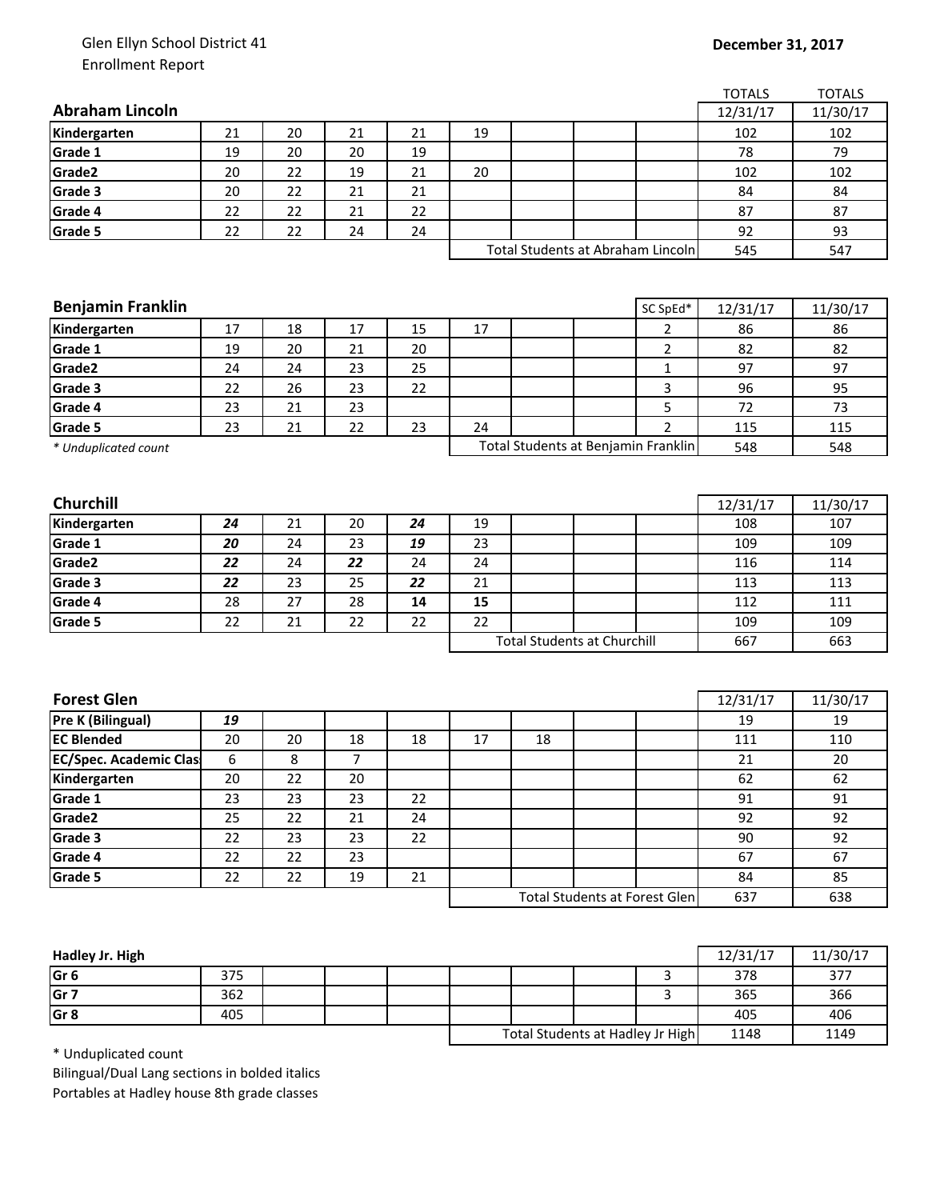Glen Ellyn School District 41
Enrollment Report

**December 31, 2017**

| **Abraham Lincoln** | | | | | | | | | TOTALS 12/31/17 | TOTALS 11/30/17 |
|---|---|---|---|---|---|---|---|---|---|---|
| **Kindergarten** | 21 | 20 | 21 | 21 | 19 | | | | 102 | 102 |
| **Grade 1** | 19 | 20 | 20 | 19 | | | | | 78 | 79 |
| **Grade2** | 20 | 22 | 19 | 21 | 20 | | | | 102 | 102 |
| **Grade 3** | 20 | 22 | 21 | 21 | | | | | 84 | 84 |
| **Grade 4** | 22 | 22 | 21 | 22 | | | | | 87 | 87 |
| **Grade 5** | 22 | 22 | 24 | 24 | | | | | 92 | 93 |
| | | | | | Total Students at Abraham Lincoln | | | | 545 | 547 |

| **Benjamin Franklin** | | | | | | | | SC SpEd* | 12/31/17 | 11/30/17 |
|---|---|---|---|---|---|---|---|---|---|---|
| **Kindergarten** | 17 | 18 | 17 | 15 | 17 | | | 2 | 86 | 86 |
| **Grade 1** | 19 | 20 | 21 | 20 | | | | 2 | 82 | 82 |
| **Grade2** | 24 | 24 | 23 | 25 | | | | 1 | 97 | 97 |
| **Grade 3** | 22 | 26 | 23 | 22 | | | | 3 | 96 | 95 |
| **Grade 4** | 23 | 21 | 23 | | | | | 5 | 72 | 73 |
| **Grade 5** | 23 | 21 | 22 | 23 | 24 | | | 2 | 115 | 115 |
| *\* Unduplicated count* | | | | | Total Students at Benjamin Franklin | | | | 548 | 548 |

| **Churchill** | | | | | | | | | 12/31/17 | 11/30/17 |
|---|---|---|---|---|---|---|---|---|---|---|
| **Kindergarten** | ***24*** | 21 | 20 | ***24*** | 19 | | | | 108 | 107 |
| **Grade 1** | ***20*** | 24 | 23 | ***19*** | 23 | | | | 109 | 109 |
| **Grade2** | ***22*** | 24 | ***22*** | 24 | 24 | | | | 116 | 114 |
| **Grade 3** | ***22*** | 23 | 25 | ***22*** | 21 | | | | 113 | 113 |
| **Grade 4** | 28 | 27 | 28 | **14** | **15** | | | | 112 | 111 |
| **Grade 5** | 22 | 21 | 22 | 22 | 22 | | | | 109 | 109 |
| | | | | | Total Students at Churchill | | | | 667 | 663 |

| **Forest Glen** | | | | | | | | | 12/31/17 | 11/30/17 |
|---|---|---|---|---|---|---|---|---|---|---|
| **Pre K (Bilingual)** | ***19*** | | | | | | | | 19 | 19 |
| **EC Blended** | 20 | 20 | 18 | 18 | 17 | 18 | | | 111 | 110 |
| **EC/Spec. Academic Clas** | 6 | 8 | 7 | | | | | | 21 | 20 |
| **Kindergarten** | 20 | 22 | 20 | | | | | | 62 | 62 |
| **Grade 1** | 23 | 23 | 23 | 22 | | | | | 91 | 91 |
| **Grade2** | 25 | 22 | 21 | 24 | | | | | 92 | 92 |
| **Grade 3** | 22 | 23 | 23 | 22 | | | | | 90 | 92 |
| **Grade 4** | 22 | 22 | 23 | | | | | | 67 | 67 |
| **Grade 5** | 22 | 22 | 19 | 21 | | | | | 84 | 85 |
| | | | | | Total Students at Forest Glen | | | | 637 | 638 |

| **Hadley Jr. High** | | | | | | | | | 12/31/17 | 11/30/17 |
|---|---|---|---|---|---|---|---|---|---|---|
| **Gr 6** | 375 | | | | | | | 3 | 378 | 377 |
| **Gr 7** | 362 | | | | | | | 3 | 365 | 366 |
| **Gr 8** | 405 | | | | | | | | 405 | 406 |
| | | | | | Total Students at Hadley Jr High | | | | 1148 | 1149 |

\* Unduplicated count
Bilingual/Dual Lang sections in bolded italics
Portables at Hadley house 8th grade classes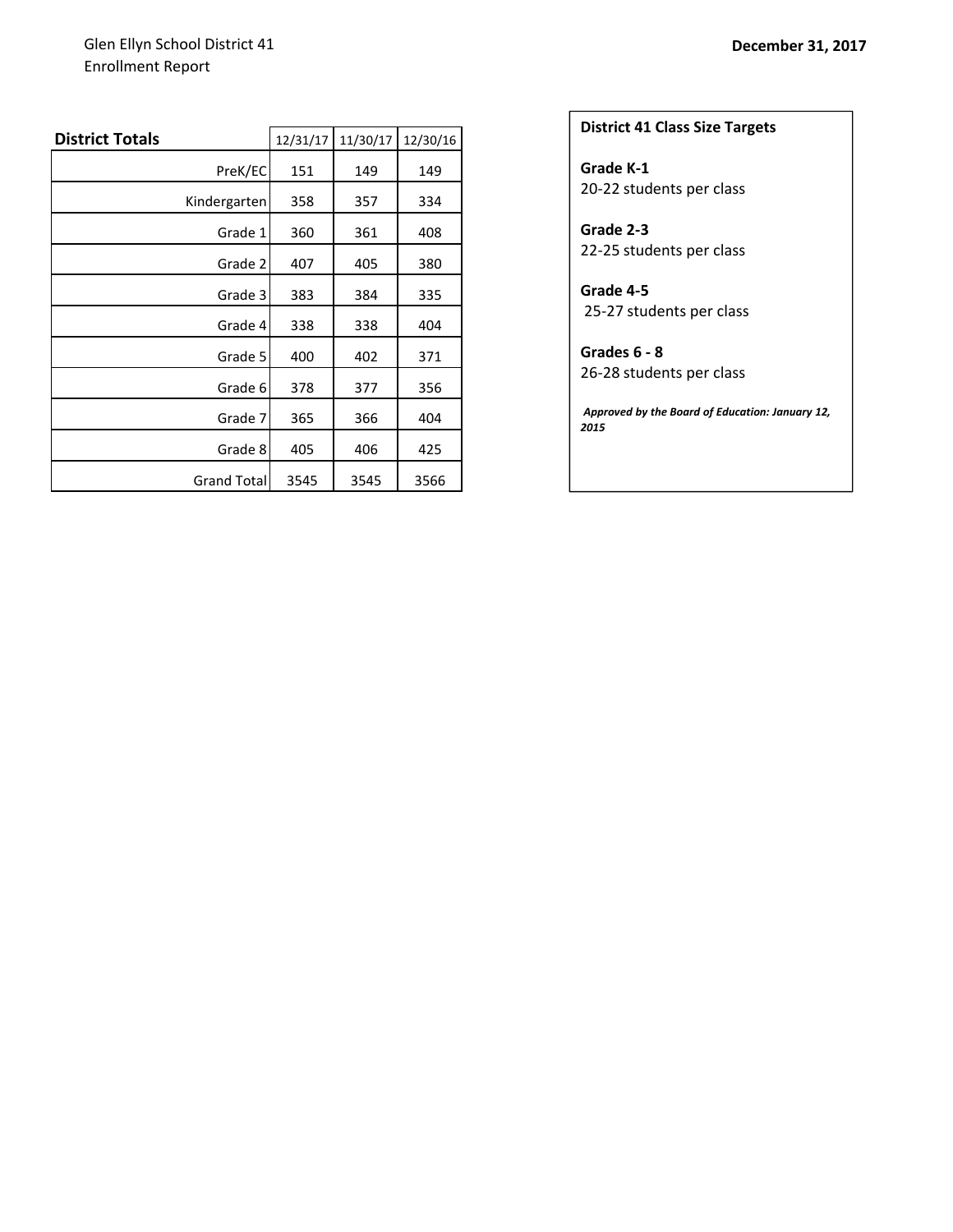Glen Ellyn School District 41
Enrollment Report

**December 31, 2017**

| **District Totals** | 12/31/17 | 11/30/17 | 12/30/16 |
|---|---|---|---|
| PreK/EC | 151 | 149 | 149 |
| Kindergarten | 358 | 357 | 334 |
| Grade 1 | 360 | 361 | 408 |
| Grade 2 | 407 | 405 | 380 |
| Grade 3 | 383 | 384 | 335 |
| Grade 4 | 338 | 338 | 404 |
| Grade 5 | 400 | 402 | 371 |
| Grade 6 | 378 | 377 | 356 |
| Grade 7 | 365 | 366 | 404 |
| Grade 8 | 405 | 406 | 425 |
| Grand Total | 3545 | 3545 | 3566 |

**District 41 Class Size Targets**

**Grade K-1**
20-22 students per class

**Grade 2-3**
22-25 students per class

**Grade 4-5**
25-27 students per class

**Grades 6 - 8**
26-28 students per class

***Approved by the Board of Education: January 12, 2015***